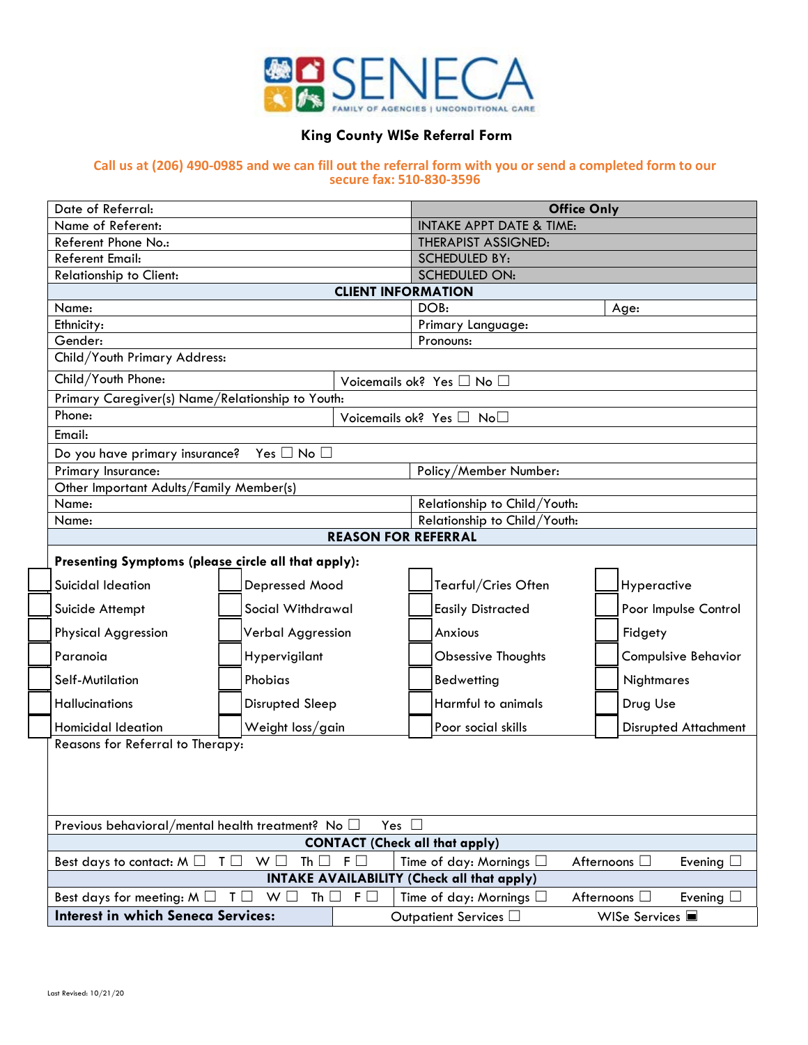SENECA

FAMILY OF AGENCIES | UNCONDITIONAL CARE

## King County WISe Referral Form

**Call us at (206) 490-0985 and we can fill out the referral form with you or send a completed form to our secure fax: 510-830-3596**

| | **Office Only** |
|---|---|
| Date of Referral: | |
| Name of Referent: | INTAKE APPT DATE & TIME: |
| Referent Phone No.: | THERAPIST ASSIGNED: |
| Referent Email: | SCHEDULED BY: |
| Relationship to Client: | SCHEDULED ON: |

**CLIENT INFORMATION**

| | | |
|---|---|---|
| Name: | DOB: | Age: |
| Ethnicity: | Primary Language: | |
| Gender: | Pronouns: | |
| Child/Youth Primary Address: | | |
| Child/Youth Phone: | Voicemails ok? Yes ☐ No ☐ | |
| Primary Caregiver(s) Name/Relationship to Youth: | | |
| Phone: | Voicemails ok? Yes ☐ No☐ | |
| Email: | | |
| Do you have primary insurance? Yes ☐ No ☐ | | |
| Primary Insurance: | Policy/Member Number: | |
| Other Important Adults/Family Member(s) | | |
| Name: | Relationship to Child/Youth: | |
| Name: | Relationship to Child/Youth: | |

**REASON FOR REFERRAL**

**Presenting Symptoms (please circle all that apply):**

| | | | |
|---|---|---|---|
| ☐ Suicidal Ideation | ☐ Depressed Mood | ☐ Tearful/Cries Often | ☐ Hyperactive |
| ☐ Suicide Attempt | ☐ Social Withdrawal | ☐ Easily Distracted | ☐ Poor Impulse Control |
| ☐ Physical Aggression | ☐ Verbal Aggression | ☐ Anxious | ☐ Fidgety |
| ☐ Paranoia | ☐ Hypervigilant | ☐ Obsessive Thoughts | ☐ Compulsive Behavior |
| ☐ Self-Mutilation | ☐ Phobias | ☐ Bedwetting | ☐ Nightmares |
| ☐ Hallucinations | ☐ Disrupted Sleep | ☐ Harmful to animals | ☐ Drug Use |
| ☐ Homicidal Ideation | ☐ Weight loss/gain | ☐ Poor social skills | ☐ Disrupted Attachment |

Reasons for Referral to Therapy:

Previous behavioral/mental health treatment? No ☐ Yes ☐

**CONTACT (Check all that apply)**

| | |
|---|---|
| Best days to contact: M ☐ T ☐ W ☐ Th ☐ F ☐ | Time of day: Mornings ☐ Afternoons ☐ Evening ☐ |

**INTAKE AVAILABILITY (Check all that apply)**

| | |
|---|---|
| Best days for meeting: M ☐ T ☐ W ☐ Th ☐ F ☐ | Time of day: Mornings ☐ Afternoons ☐ Evening ☐ |
| **Interest in which Seneca Services:** | Outpatient Services ☐ WISe Services ■ |

Last Revised: 10/21/20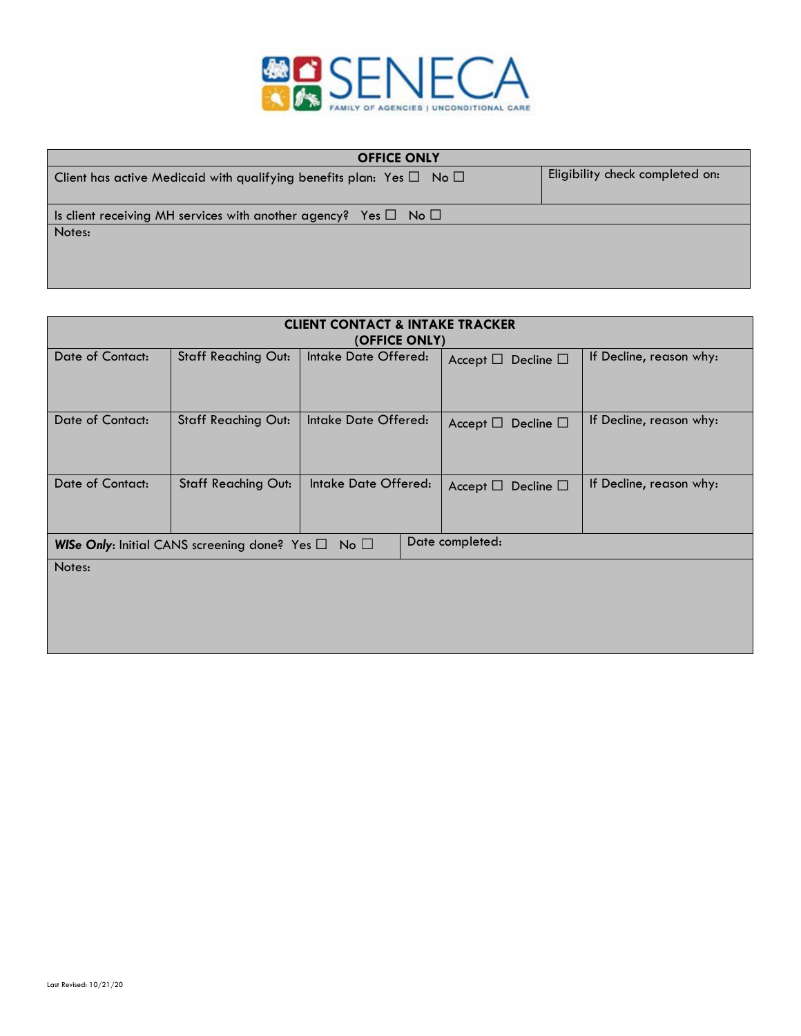SENECA
FAMILY OF AGENCIES | UNCONDITIONAL CARE

| OFFICE ONLY | |
|---|---|
| Client has active Medicaid with qualifying benefits plan: Yes ☐ No ☐ | Eligibility check completed on: |
| Is client receiving MH services with another agency? Yes ☐ No ☐ | |
| Notes: | |

| CLIENT CONTACT & INTAKE TRACKER (OFFICE ONLY) | | | | |
|---|---|---|---|---|
| Date of Contact: | Staff Reaching Out: | Intake Date Offered: | Accept ☐ Decline ☐ | If Decline, reason why: |
| Date of Contact: | Staff Reaching Out: | Intake Date Offered: | Accept ☐ Decline ☐ | If Decline, reason why: |
| Date of Contact: | Staff Reaching Out: | Intake Date Offered: | Accept ☐ Decline ☐ | If Decline, reason why: |
| ***WISe Only***: Initial CANS screening done? Yes ☐ No ☐ | | | Date completed: | |
| Notes: | | | | |

Last Revised: 10/21/20